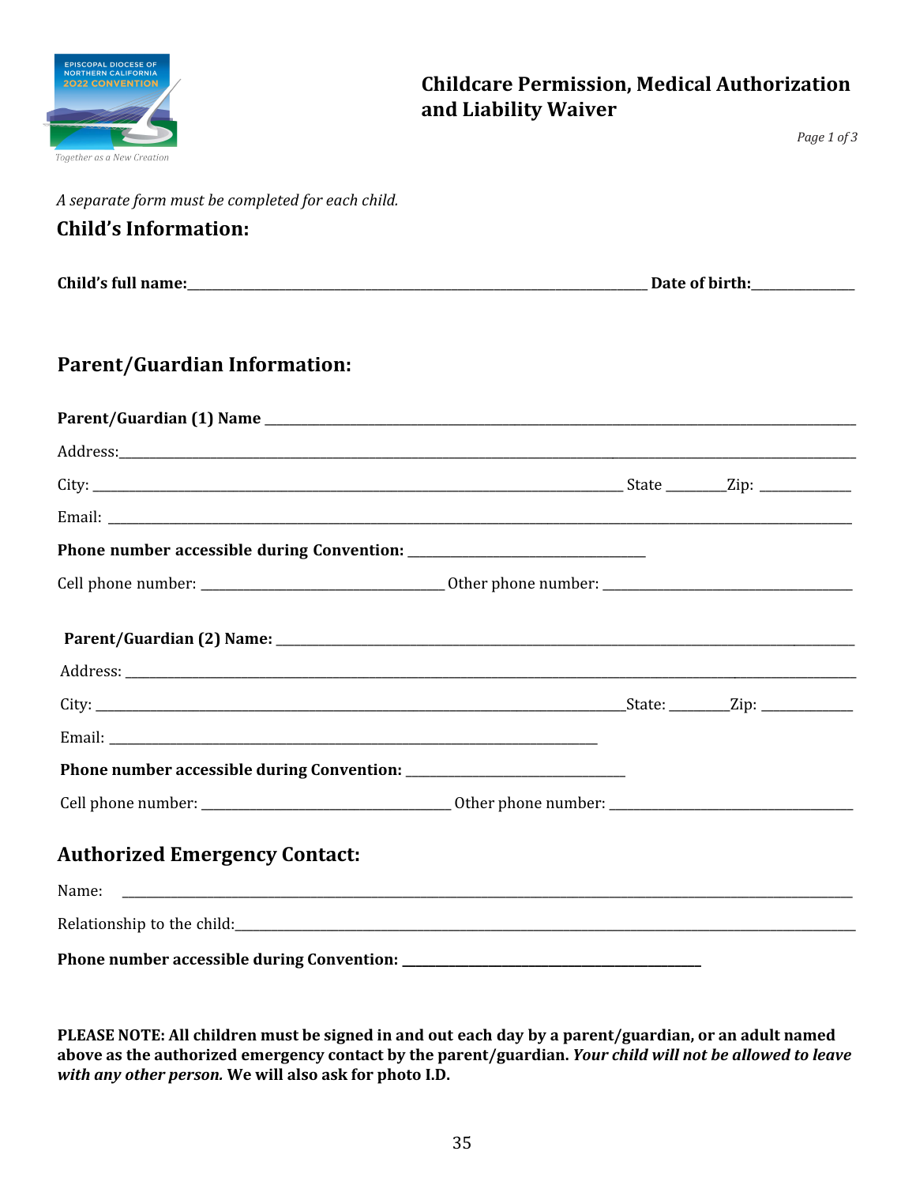# Childcare Permission, Medical Authorization and Liability Waiver

*A separate form must be completed for each child.*

## Child's Information:

**Child's full name:**_______________________________________________ **Date of birth:**_____________

## Parent/Guardian Information:

**Parent/Guardian (1) Name** _______________________________________________

Address:_______________________________________________

City: _______________________________________________ State ________Zip: ____________

Email: _______________________________________________

**Phone number accessible during Convention:** ______________________________

Cell phone number: ______________________________ Other phone number: ______________________________

**Parent/Guardian (2) Name:** _______________________________________________

Address: _______________________________________________

City: _______________________________________________State: ________Zip: ____________

Email: _______________________________________________

**Phone number accessible during Convention:** ______________________________

Cell phone number: ______________________________ Other phone number: ______________________________

## Authorized Emergency Contact:

Name: _______________________________________________

Relationship to the child:_______________________________________________

**Phone number accessible during Convention: ______________________________**

**PLEASE NOTE: All children must be signed in and out each day by a parent/guardian, or an adult named above as the authorized emergency contact by the parent/guardian. *Your child will not be allowed to leave with any other person.* We will also ask for photo I.D.**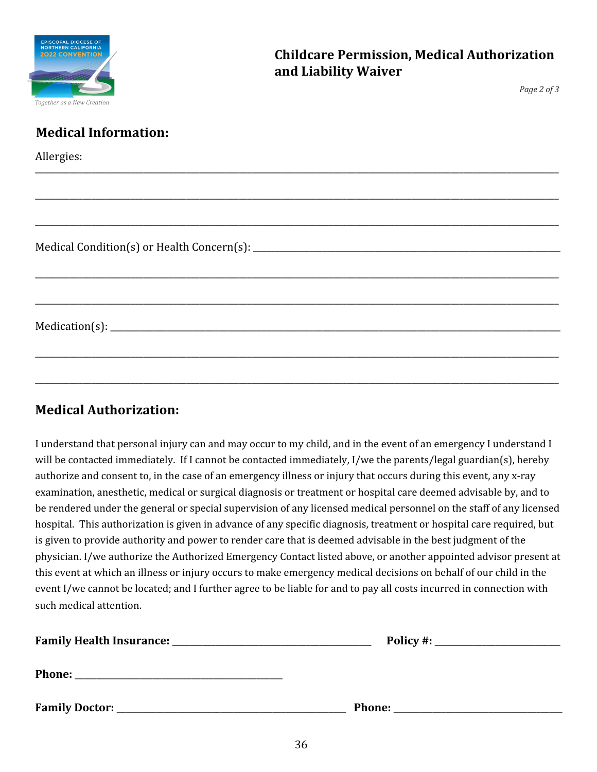## Childcare Permission, Medical Authorization and Liability Waiver

## Medical Information:

Allergies:

\_\_\_\_\_\_\_\_\_\_\_\_\_\_\_\_\_\_\_\_\_\_\_\_\_\_\_\_\_\_\_\_\_\_\_\_\_\_\_\_\_\_\_\_\_\_\_\_\_\_\_\_\_\_\_\_\_\_\_\_\_\_\_\_\_\_\_\_\_\_\_\_\_\_\_\_\_\_

\_\_\_\_\_\_\_\_\_\_\_\_\_\_\_\_\_\_\_\_\_\_\_\_\_\_\_\_\_\_\_\_\_\_\_\_\_\_\_\_\_\_\_\_\_\_\_\_\_\_\_\_\_\_\_\_\_\_\_\_\_\_\_\_\_\_\_\_\_\_\_\_\_\_\_\_\_\_

\_\_\_\_\_\_\_\_\_\_\_\_\_\_\_\_\_\_\_\_\_\_\_\_\_\_\_\_\_\_\_\_\_\_\_\_\_\_\_\_\_\_\_\_\_\_\_\_\_\_\_\_\_\_\_\_\_\_\_\_\_\_\_\_\_\_\_\_\_\_\_\_\_\_\_\_\_\_

Medical Condition(s) or Health Concern(s): \_\_\_\_\_\_\_\_\_\_\_\_\_\_\_\_\_\_\_\_\_\_\_\_\_\_\_\_\_\_\_\_\_\_\_\_\_\_\_\_\_\_\_\_\_\_

\_\_\_\_\_\_\_\_\_\_\_\_\_\_\_\_\_\_\_\_\_\_\_\_\_\_\_\_\_\_\_\_\_\_\_\_\_\_\_\_\_\_\_\_\_\_\_\_\_\_\_\_\_\_\_\_\_\_\_\_\_\_\_\_\_\_\_\_\_\_\_\_\_\_\_\_\_\_

\_\_\_\_\_\_\_\_\_\_\_\_\_\_\_\_\_\_\_\_\_\_\_\_\_\_\_\_\_\_\_\_\_\_\_\_\_\_\_\_\_\_\_\_\_\_\_\_\_\_\_\_\_\_\_\_\_\_\_\_\_\_\_\_\_\_\_\_\_\_\_\_\_\_\_\_\_\_

Medication(s): \_\_\_\_\_\_\_\_\_\_\_\_\_\_\_\_\_\_\_\_\_\_\_\_\_\_\_\_\_\_\_\_\_\_\_\_\_\_\_\_\_\_\_\_\_\_\_\_\_\_\_\_\_\_\_\_\_\_\_\_\_\_\_\_\_\_\_\_\_\_

\_\_\_\_\_\_\_\_\_\_\_\_\_\_\_\_\_\_\_\_\_\_\_\_\_\_\_\_\_\_\_\_\_\_\_\_\_\_\_\_\_\_\_\_\_\_\_\_\_\_\_\_\_\_\_\_\_\_\_\_\_\_\_\_\_\_\_\_\_\_\_\_\_\_\_\_\_\_

\_\_\_\_\_\_\_\_\_\_\_\_\_\_\_\_\_\_\_\_\_\_\_\_\_\_\_\_\_\_\_\_\_\_\_\_\_\_\_\_\_\_\_\_\_\_\_\_\_\_\_\_\_\_\_\_\_\_\_\_\_\_\_\_\_\_\_\_\_\_\_\_\_\_\_\_\_\_

## Medical Authorization:

I understand that personal injury can and may occur to my child, and in the event of an emergency I understand I will be contacted immediately. If I cannot be contacted immediately, I/we the parents/legal guardian(s), hereby authorize and consent to, in the case of an emergency illness or injury that occurs during this event, any x-ray examination, anesthetic, medical or surgical diagnosis or treatment or hospital care deemed advisable by, and to be rendered under the general or special supervision of any licensed medical personnel on the staff of any licensed hospital. This authorization is given in advance of any specific diagnosis, treatment or hospital care required, but is given to provide authority and power to render care that is deemed advisable in the best judgment of the physician. I/we authorize the Authorized Emergency Contact listed above, or another appointed advisor present at this event at which an illness or injury occurs to make emergency medical decisions on behalf of our child in the event I/we cannot be located; and I further agree to be liable for and to pay all costs incurred in connection with such medical attention.

**Family Health Insurance:** \_\_\_\_\_\_\_\_\_\_\_\_\_\_\_\_\_\_\_\_\_\_\_\_\_\_\_\_\_\_\_\_ **Policy #:** \_\_\_\_\_\_\_\_\_\_\_\_\_\_\_\_\_\_\_\_

**Phone:** \_\_\_\_\_\_\_\_\_\_\_\_\_\_\_\_\_\_\_\_\_\_\_\_\_\_\_\_\_\_\_\_\_\_\_\_

**Family Doctor:** \_\_\_\_\_\_\_\_\_\_\_\_\_\_\_\_\_\_\_\_\_\_\_\_\_\_\_\_\_\_\_\_\_\_\_\_\_\_ **Phone:** \_\_\_\_\_\_\_\_\_\_\_\_\_\_\_\_\_\_\_\_\_\_\_\_\_\_\_\_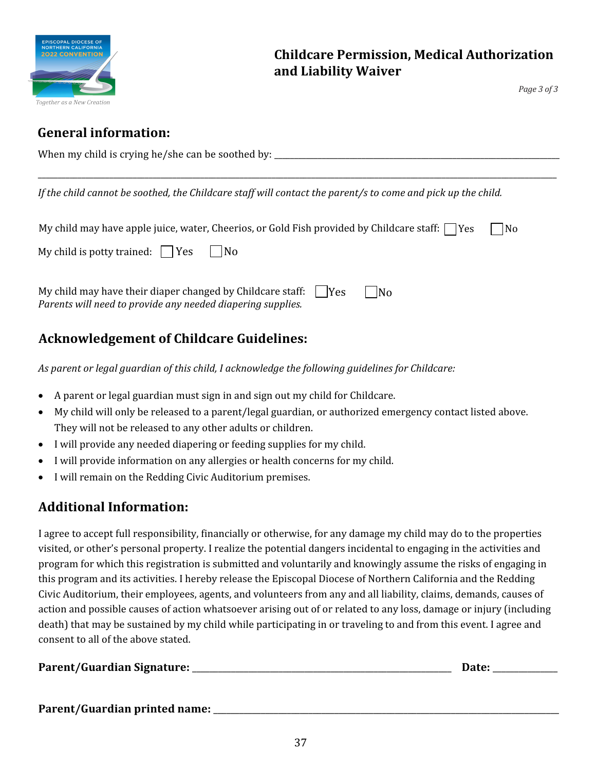## Childcare Permission, Medical Authorization and Liability Waiver

### General information:

When my child is crying he/she can be soothed by: ______________________________________________

__________________________________________________________________________________________

*If the child cannot be soothed, the Childcare staff will contact the parent/s to come and pick up the child.*

My child may have apple juice, water, Cheerios, or Gold Fish provided by Childcare staff: ☐ Yes ☐ No

My child is potty trained: ☐ Yes ☐ No

My child may have their diaper changed by Childcare staff: ☐ Yes ☐ No
*Parents will need to provide any needed diapering supplies.*

### Acknowledgement of Childcare Guidelines:

*As parent or legal guardian of this child, I acknowledge the following guidelines for Childcare:*

- A parent or legal guardian must sign in and sign out my child for Childcare.
- My child will only be released to a parent/legal guardian, or authorized emergency contact listed above. They will not be released to any other adults or children.
- I will provide any needed diapering or feeding supplies for my child.
- I will provide information on any allergies or health concerns for my child.
- I will remain on the Redding Civic Auditorium premises.

### Additional Information:

I agree to accept full responsibility, financially or otherwise, for any damage my child may do to the properties visited, or other's personal property. I realize the potential dangers incidental to engaging in the activities and program for which this registration is submitted and voluntarily and knowingly assume the risks of engaging in this program and its activities. I hereby release the Episcopal Diocese of Northern California and the Redding Civic Auditorium, their employees, agents, and volunteers from any and all liability, claims, demands, causes of action and possible causes of action whatsoever arising out of or related to any loss, damage or injury (including death) that may be sustained by my child while participating in or traveling to and from this event. I agree and consent to all of the above stated.

**Parent/Guardian Signature:** ______________________________ **Date:** __________

**Parent/Guardian printed name:** ______________________________________________